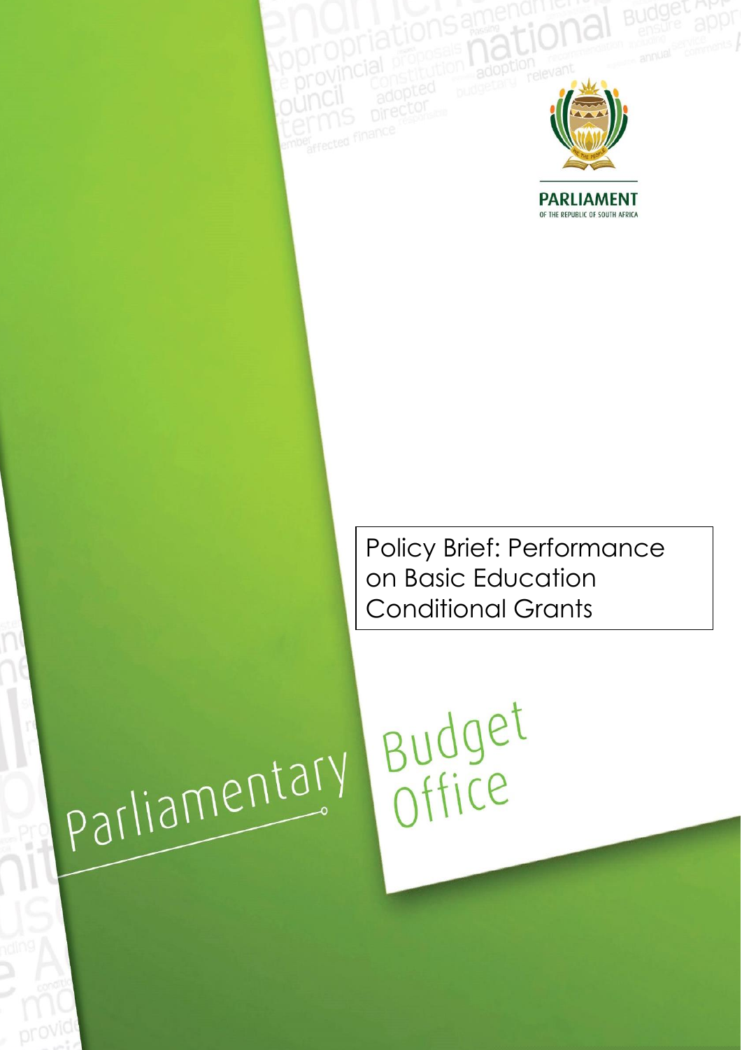PARLIAMENT

OF THE REPUBLIC OF SOUTH AFRICA

# Policy Brief: Performance on Basic Education Conditional Grants

Parliamentary Budget Office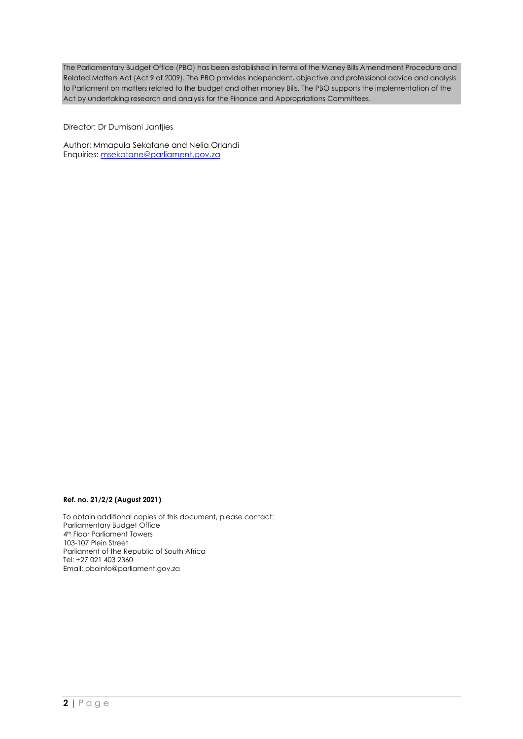The Parliamentary Budget Office (PBO) has been established in terms of the Money Bills Amendment Procedure and Related Matters Act (Act 9 of 2009). The PBO provides independent, objective and professional advice and analysis to Parliament on matters related to the budget and other money Bills. The PBO supports the implementation of the Act by undertaking research and analysis for the Finance and Appropriations Committees.

Director: Dr Dumisani Jantjies

Author: Mmapula Sekatane and Nelia Orlandi
Enquiries: msekatane@parliament.gov.za

**Ref. no. 21/2/2 (August 2021)**

To obtain additional copies of this document, please contact:
Parliamentary Budget Office
4th Floor Parliament Towers
103-107 Plein Street
Parliament of the Republic of South Africa
Tel: +27 021 403 2360
Email: pboinfo@parliament.gov.za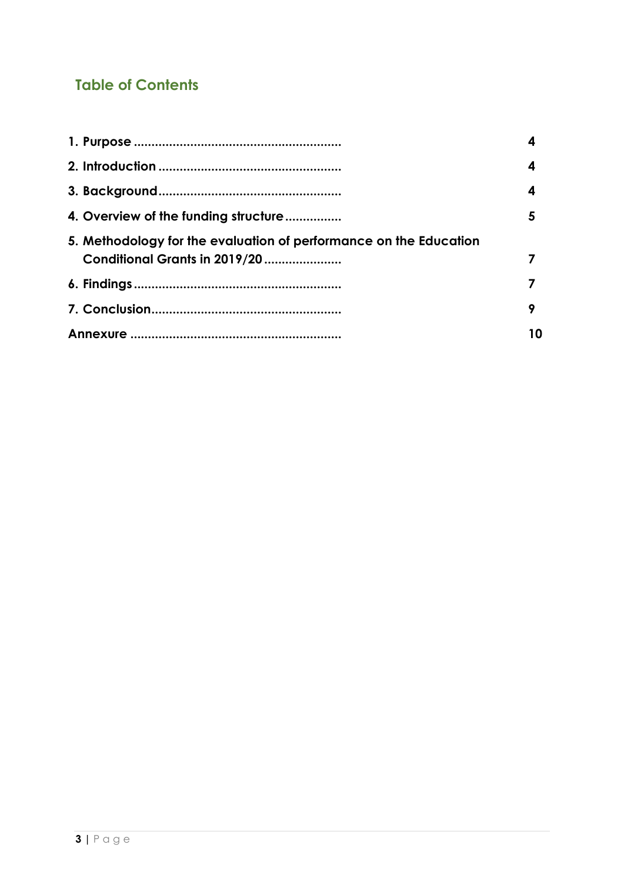## Table of Contents

| | |
|---|---|
| **1. Purpose** | **4** |
| **2. Introduction** | **4** |
| **3. Background** | **4** |
| **4. Overview of the funding structure** | **5** |
| **5. Methodology for the evaluation of performance on the Education Conditional Grants in 2019/20** | **7** |
| **6. Findings** | **7** |
| **7. Conclusion** | **9** |
| **Annexure** | **10** |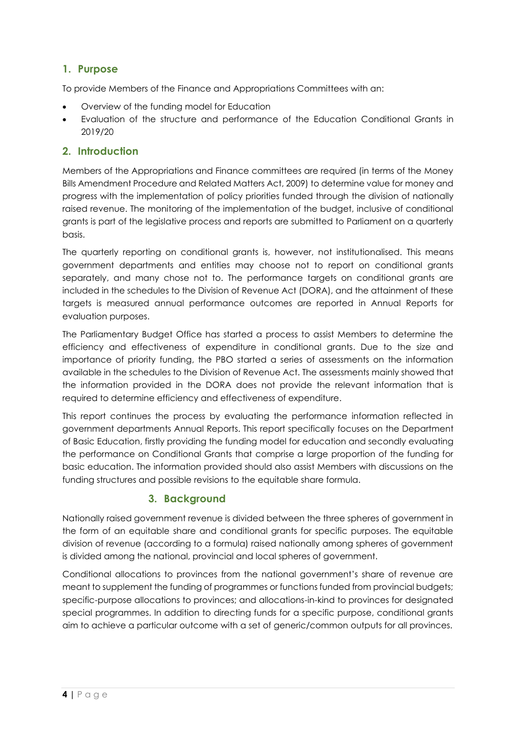## 1. Purpose

To provide Members of the Finance and Appropriations Committees with an:

- Overview of the funding model for Education
- Evaluation of the structure and performance of the Education Conditional Grants in 2019/20

## 2. Introduction

Members of the Appropriations and Finance committees are required (in terms of the Money Bills Amendment Procedure and Related Matters Act, 2009) to determine value for money and progress with the implementation of policy priorities funded through the division of nationally raised revenue. The monitoring of the implementation of the budget, inclusive of conditional grants is part of the legislative process and reports are submitted to Parliament on a quarterly basis.

The quarterly reporting on conditional grants is, however, not institutionalised. This means government departments and entities may choose not to report on conditional grants separately, and many chose not to. The performance targets on conditional grants are included in the schedules to the Division of Revenue Act (DORA), and the attainment of these targets is measured annual performance outcomes are reported in Annual Reports for evaluation purposes.

The Parliamentary Budget Office has started a process to assist Members to determine the efficiency and effectiveness of expenditure in conditional grants. Due to the size and importance of priority funding, the PBO started a series of assessments on the information available in the schedules to the Division of Revenue Act. The assessments mainly showed that the information provided in the DORA does not provide the relevant information that is required to determine efficiency and effectiveness of expenditure.

This report continues the process by evaluating the performance information reflected in government departments Annual Reports. This report specifically focuses on the Department of Basic Education, firstly providing the funding model for education and secondly evaluating the performance on Conditional Grants that comprise a large proportion of the funding for basic education. The information provided should also assist Members with discussions on the funding structures and possible revisions to the equitable share formula.

## 3. Background

Nationally raised government revenue is divided between the three spheres of government in the form of an equitable share and conditional grants for specific purposes. The equitable division of revenue (according to a formula) raised nationally among spheres of government is divided among the national, provincial and local spheres of government.

Conditional allocations to provinces from the national government's share of revenue are meant to supplement the funding of programmes or functions funded from provincial budgets; specific-purpose allocations to provinces; and allocations-in-kind to provinces for designated special programmes. In addition to directing funds for a specific purpose, conditional grants aim to achieve a particular outcome with a set of generic/common outputs for all provinces.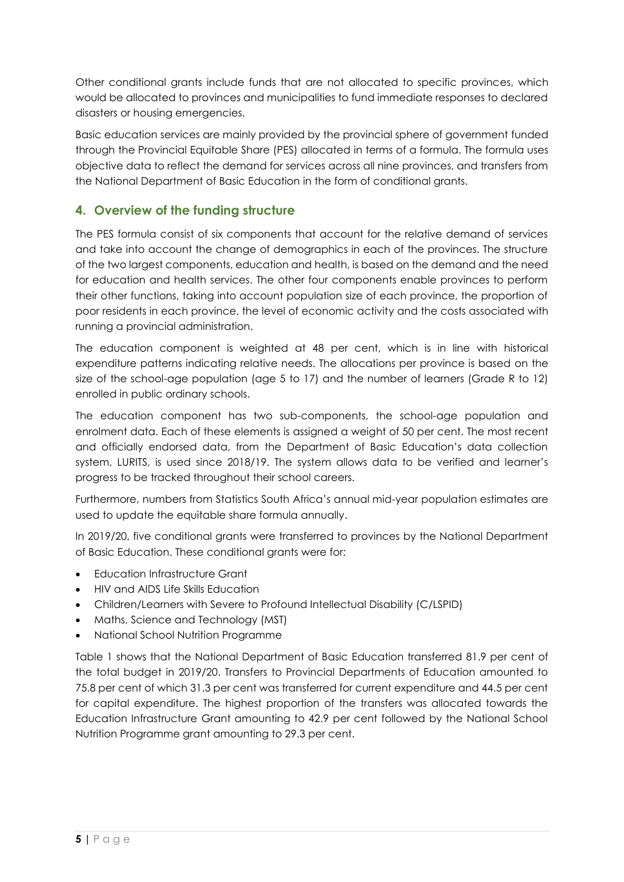Other conditional grants include funds that are not allocated to specific provinces, which would be allocated to provinces and municipalities to fund immediate responses to declared disasters or housing emergencies.

Basic education services are mainly provided by the provincial sphere of government funded through the Provincial Equitable Share (PES) allocated in terms of a formula. The formula uses objective data to reflect the demand for services across all nine provinces, and transfers from the National Department of Basic Education in the form of conditional grants.

## 4. Overview of the funding structure

The PES formula consist of six components that account for the relative demand of services and take into account the change of demographics in each of the provinces. The structure of the two largest components, education and health, is based on the demand and the need for education and health services. The other four components enable provinces to perform their other functions, taking into account population size of each province, the proportion of poor residents in each province, the level of economic activity and the costs associated with running a provincial administration.

The education component is weighted at 48 per cent, which is in line with historical expenditure patterns indicating relative needs. The allocations per province is based on the size of the school-age population (age 5 to 17) and the number of learners (Grade R to 12) enrolled in public ordinary schools.

The education component has two sub-components, the school-age population and enrolment data. Each of these elements is assigned a weight of 50 per cent. The most recent and officially endorsed data, from the Department of Basic Education's data collection system, LURITS, is used since 2018/19. The system allows data to be verified and learner's progress to be tracked throughout their school careers.

Furthermore, numbers from Statistics South Africa's annual mid-year population estimates are used to update the equitable share formula annually.

In 2019/20, five conditional grants were transferred to provinces by the National Department of Basic Education. These conditional grants were for:

- Education Infrastructure Grant
- HIV and AIDS Life Skills Education
- Children/Learners with Severe to Profound Intellectual Disability (C/LSPID)
- Maths, Science and Technology (MST)
- National School Nutrition Programme

Table 1 shows that the National Department of Basic Education transferred 81.9 per cent of the total budget in 2019/20. Transfers to Provincial Departments of Education amounted to 75.8 per cent of which 31.3 per cent was transferred for current expenditure and 44.5 per cent for capital expenditure. The highest proportion of the transfers was allocated towards the Education Infrastructure Grant amounting to 42.9 per cent followed by the National School Nutrition Programme grant amounting to 29.3 per cent.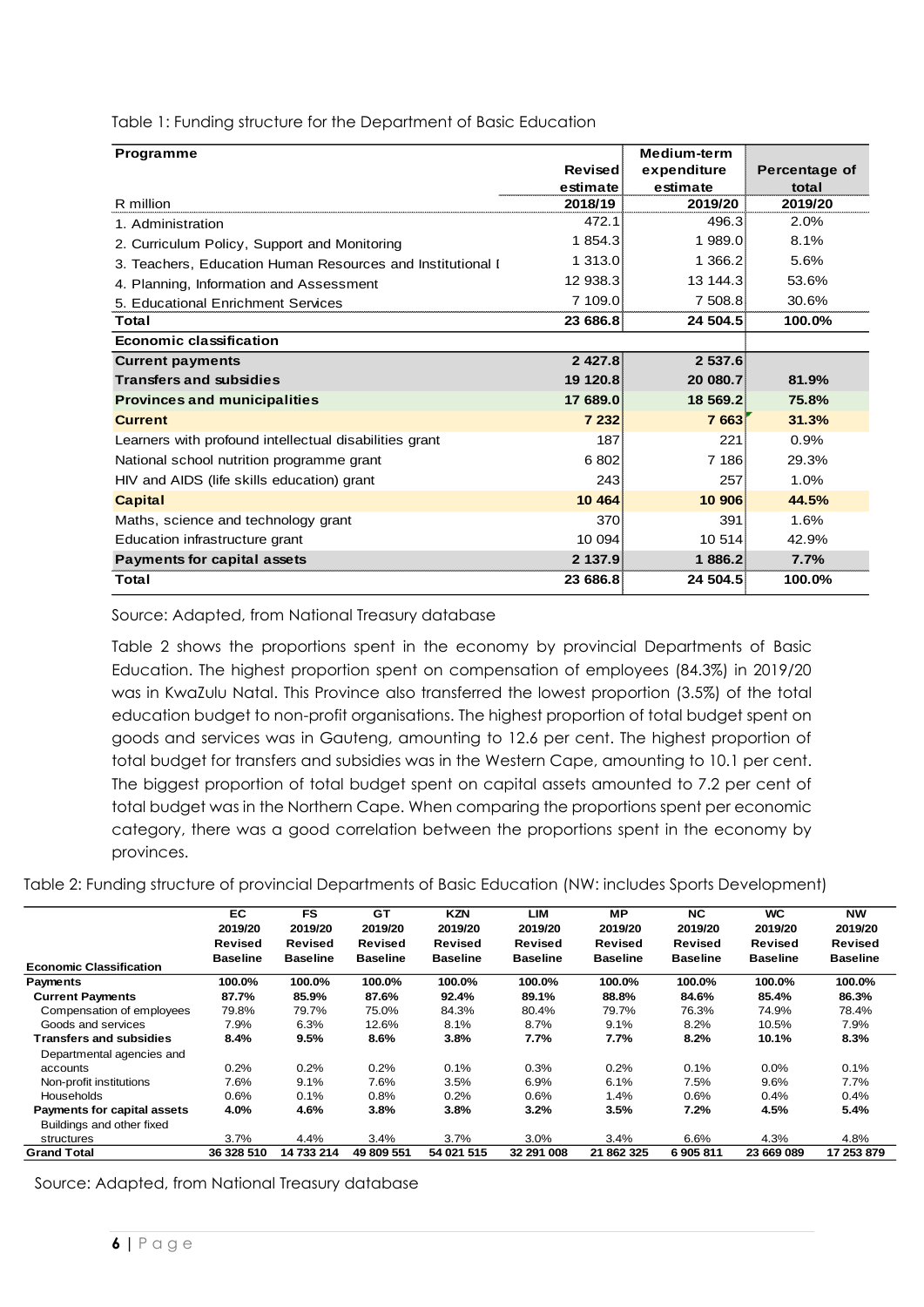Table 1: Funding structure for the Department of Basic Education

| Programme | Revised estimate | Medium-term expenditure estimate | Percentage of total |
|---|---|---|---|
| R million | 2018/19 | 2019/20 | 2019/20 |
| 1. Administration | 472.1 | 496.3 | 2.0% |
| 2. Curriculum Policy, Support and Monitoring | 1 854.3 | 1 989.0 | 8.1% |
| 3. Teachers, Education Human Resources and Institutional I | 1 313.0 | 1 366.2 | 5.6% |
| 4. Planning, Information and Assessment | 12 938.3 | 13 144.3 | 53.6% |
| 5. Educational Enrichment Services | 7 109.0 | 7 508.8 | 30.6% |
| **Total** | **23 686.8** | **24 504.5** | **100.0%** |
| **Economic classification** | | | |
| **Current payments** | **2 427.8** | **2 537.6** | |
| **Transfers and subsidies** | **19 120.8** | **20 080.7** | **81.9%** |
| **Provinces and municipalities** | **17 689.0** | **18 569.2** | **75.8%** |
| **Current** | **7 232** | **7 663** | **31.3%** |
| Learners with profound intellectual disabilities grant | 187 | 221 | 0.9% |
| National school nutrition programme grant | 6 802 | 7 186 | 29.3% |
| HIV and AIDS (life skills education) grant | 243 | 257 | 1.0% |
| **Capital** | **10 464** | **10 906** | **44.5%** |
| Maths, science and technology grant | 370 | 391 | 1.6% |
| Education infrastructure grant | 10 094 | 10 514 | 42.9% |
| **Payments for capital assets** | **2 137.9** | **1 886.2** | **7.7%** |
| **Total** | **23 686.8** | **24 504.5** | **100.0%** |

Source: Adapted, from National Treasury database

Table 2 shows the proportions spent in the economy by provincial Departments of Basic Education. The highest proportion spent on compensation of employees (84.3%) in 2019/20 was in KwaZulu Natal. This Province also transferred the lowest proportion (3.5%) of the total education budget to non-profit organisations. The highest proportion of total budget spent on goods and services was in Gauteng, amounting to 12.6 per cent. The highest proportion of total budget for transfers and subsidies was in the Western Cape, amounting to 10.1 per cent. The biggest proportion of total budget spent on capital assets amounted to 7.2 per cent of total budget was in the Northern Cape. When comparing the proportions spent per economic category, there was a good correlation between the proportions spent in the economy by provinces.

Table 2: Funding structure of provincial Departments of Basic Education (NW: includes Sports Development)

| Economic Classification | EC 2019/20 Revised Baseline | FS 2019/20 Revised Baseline | GT 2019/20 Revised Baseline | KZN 2019/20 Revised Baseline | LIM 2019/20 Revised Baseline | MP 2019/20 Revised Baseline | NC 2019/20 Revised Baseline | WC 2019/20 Revised Baseline | NW 2019/20 Revised Baseline |
|---|---|---|---|---|---|---|---|---|---|
| **Payments** | **100.0%** | **100.0%** | **100.0%** | **100.0%** | **100.0%** | **100.0%** | **100.0%** | **100.0%** | **100.0%** |
| **Current Payments** | **87.7%** | **85.9%** | **87.6%** | **92.4%** | **89.1%** | **88.8%** | **84.6%** | **85.4%** | **86.3%** |
| Compensation of employees | 79.8% | 79.7% | 75.0% | 84.3% | 80.4% | 79.7% | 76.3% | 74.9% | 78.4% |
| Goods and services | 7.9% | 6.3% | 12.6% | 8.1% | 8.7% | 9.1% | 8.2% | 10.5% | 7.9% |
| **Transfers and subsidies** | **8.4%** | **9.5%** | **8.6%** | **3.8%** | **7.7%** | **7.7%** | **8.2%** | **10.1%** | **8.3%** |
| Departmental agencies and accounts | 0.2% | 0.2% | 0.2% | 0.1% | 0.3% | 0.2% | 0.1% | 0.0% | 0.1% |
| Non-profit institutions | 7.6% | 9.1% | 7.6% | 3.5% | 6.9% | 6.1% | 7.5% | 9.6% | 7.7% |
| Households | 0.6% | 0.1% | 0.8% | 0.2% | 0.6% | 1.4% | 0.6% | 0.4% | 0.4% |
| **Payments for capital assets** | **4.0%** | **4.6%** | **3.8%** | **3.8%** | **3.2%** | **3.5%** | **7.2%** | **4.5%** | **5.4%** |
| Buildings and other fixed structures | 3.7% | 4.4% | 3.4% | 3.7% | 3.0% | 3.4% | 6.6% | 4.3% | 4.8% |
| **Grand Total** | **36 328 510** | **14 733 214** | **49 809 551** | **54 021 515** | **32 291 008** | **21 862 325** | **6 905 811** | **23 669 089** | **17 253 879** |

Source: Adapted, from National Treasury database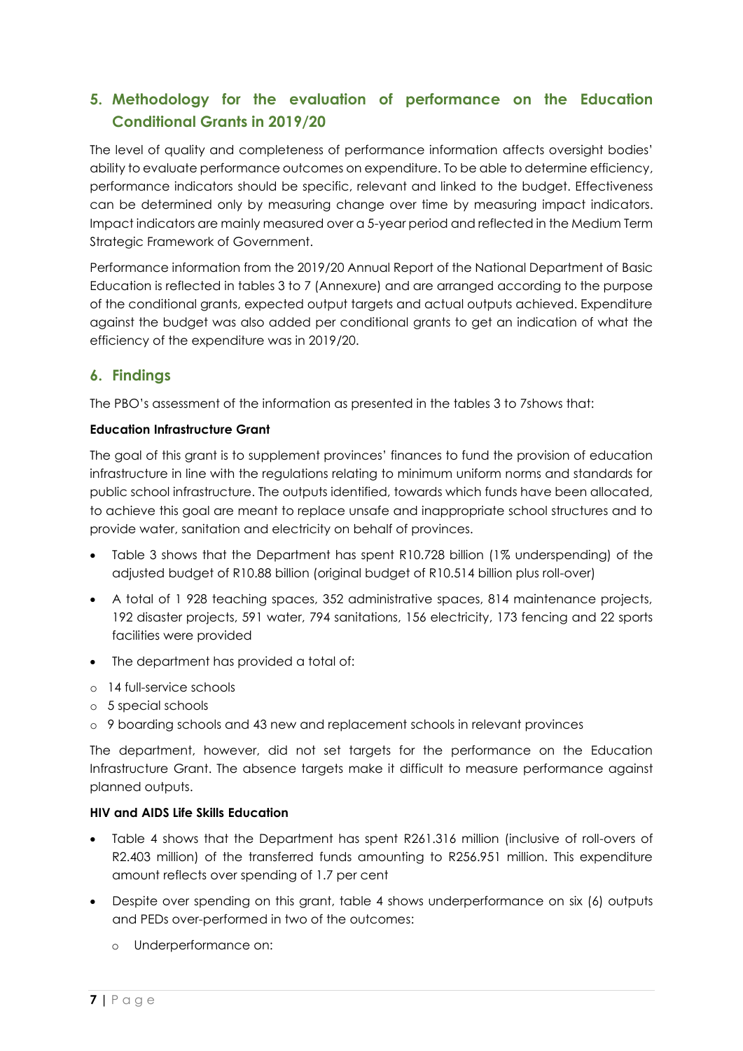## 5. Methodology for the evaluation of performance on the Education Conditional Grants in 2019/20

The level of quality and completeness of performance information affects oversight bodies' ability to evaluate performance outcomes on expenditure. To be able to determine efficiency, performance indicators should be specific, relevant and linked to the budget. Effectiveness can be determined only by measuring change over time by measuring impact indicators. Impact indicators are mainly measured over a 5-year period and reflected in the Medium Term Strategic Framework of Government.

Performance information from the 2019/20 Annual Report of the National Department of Basic Education is reflected in tables 3 to 7 (Annexure) and are arranged according to the purpose of the conditional grants, expected output targets and actual outputs achieved. Expenditure against the budget was also added per conditional grants to get an indication of what the efficiency of the expenditure was in 2019/20.

## 6. Findings

The PBO's assessment of the information as presented in the tables 3 to 7shows that:

**Education Infrastructure Grant**

The goal of this grant is to supplement provinces' finances to fund the provision of education infrastructure in line with the regulations relating to minimum uniform norms and standards for public school infrastructure. The outputs identified, towards which funds have been allocated, to achieve this goal are meant to replace unsafe and inappropriate school structures and to provide water, sanitation and electricity on behalf of provinces.

- Table 3 shows that the Department has spent R10.728 billion (1% underspending) of the adjusted budget of R10.88 billion (original budget of R10.514 billion plus roll-over)
- A total of 1 928 teaching spaces, 352 administrative spaces, 814 maintenance projects, 192 disaster projects, 591 water, 794 sanitations, 156 electricity, 173 fencing and 22 sports facilities were provided
- The department has provided a total of:
  - 14 full-service schools
  - 5 special schools
  - 9 boarding schools and 43 new and replacement schools in relevant provinces

The department, however, did not set targets for the performance on the Education Infrastructure Grant. The absence targets make it difficult to measure performance against planned outputs.

**HIV and AIDS Life Skills Education**

- Table 4 shows that the Department has spent R261.316 million (inclusive of roll-overs of R2.403 million) of the transferred funds amounting to R256.951 million. This expenditure amount reflects over spending of 1.7 per cent
- Despite over spending on this grant, table 4 shows underperformance on six (6) outputs and PEDs over-performed in two of the outcomes:
  - Underperformance on: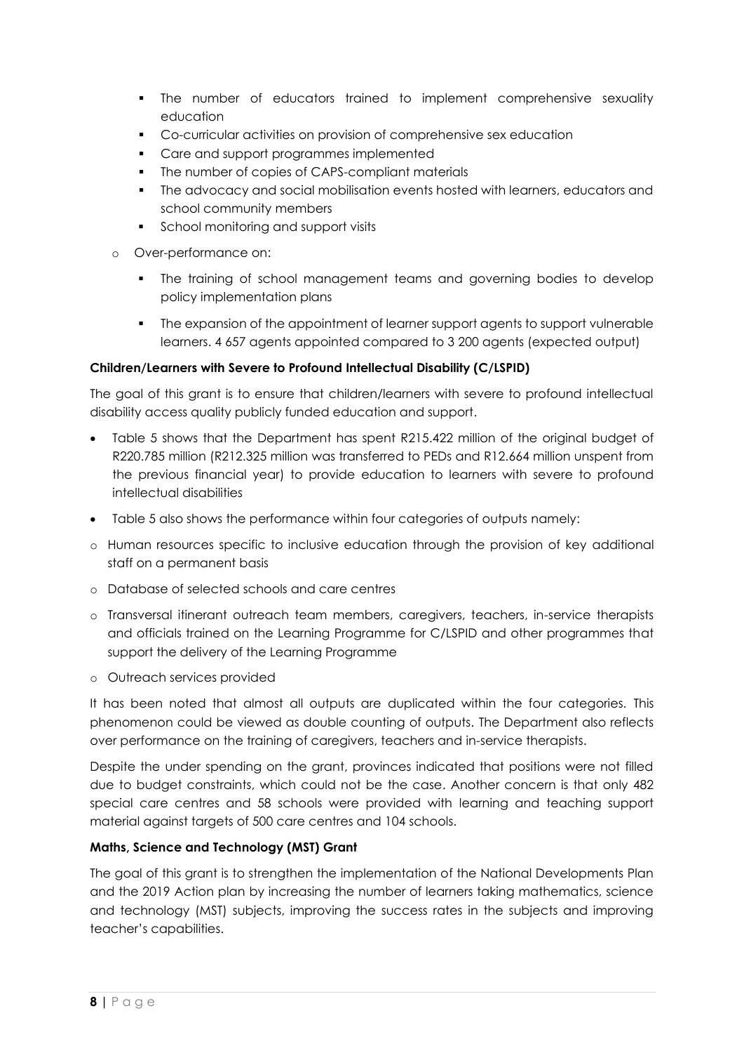- The number of educators trained to implement comprehensive sexuality education
    - Co-curricular activities on provision of comprehensive sex education
    - Care and support programmes implemented
    - The number of copies of CAPS-compliant materials
    - The advocacy and social mobilisation events hosted with learners, educators and school community members
    - School monitoring and support visits
  - Over-performance on:
    - The training of school management teams and governing bodies to develop policy implementation plans
    - The expansion of the appointment of learner support agents to support vulnerable learners. 4 657 agents appointed compared to 3 200 agents (expected output)

**Children/Learners with Severe to Profound Intellectual Disability (C/LSPID)**

The goal of this grant is to ensure that children/learners with severe to profound intellectual disability access quality publicly funded education and support.

- Table 5 shows that the Department has spent R215.422 million of the original budget of R220.785 million (R212.325 million was transferred to PEDs and R12.664 million unspent from the previous financial year) to provide education to learners with severe to profound intellectual disabilities
- Table 5 also shows the performance within four categories of outputs namely:
  - Human resources specific to inclusive education through the provision of key additional staff on a permanent basis
  - Database of selected schools and care centres
  - Transversal itinerant outreach team members, caregivers, teachers, in-service therapists and officials trained on the Learning Programme for C/LSPID and other programmes that support the delivery of the Learning Programme
  - Outreach services provided

It has been noted that almost all outputs are duplicated within the four categories. This phenomenon could be viewed as double counting of outputs. The Department also reflects over performance on the training of caregivers, teachers and in-service therapists.

Despite the under spending on the grant, provinces indicated that positions were not filled due to budget constraints, which could not be the case. Another concern is that only 482 special care centres and 58 schools were provided with learning and teaching support material against targets of 500 care centres and 104 schools.

**Maths, Science and Technology (MST) Grant**

The goal of this grant is to strengthen the implementation of the National Developments Plan and the 2019 Action plan by increasing the number of learners taking mathematics, science and technology (MST) subjects, improving the success rates in the subjects and improving teacher's capabilities.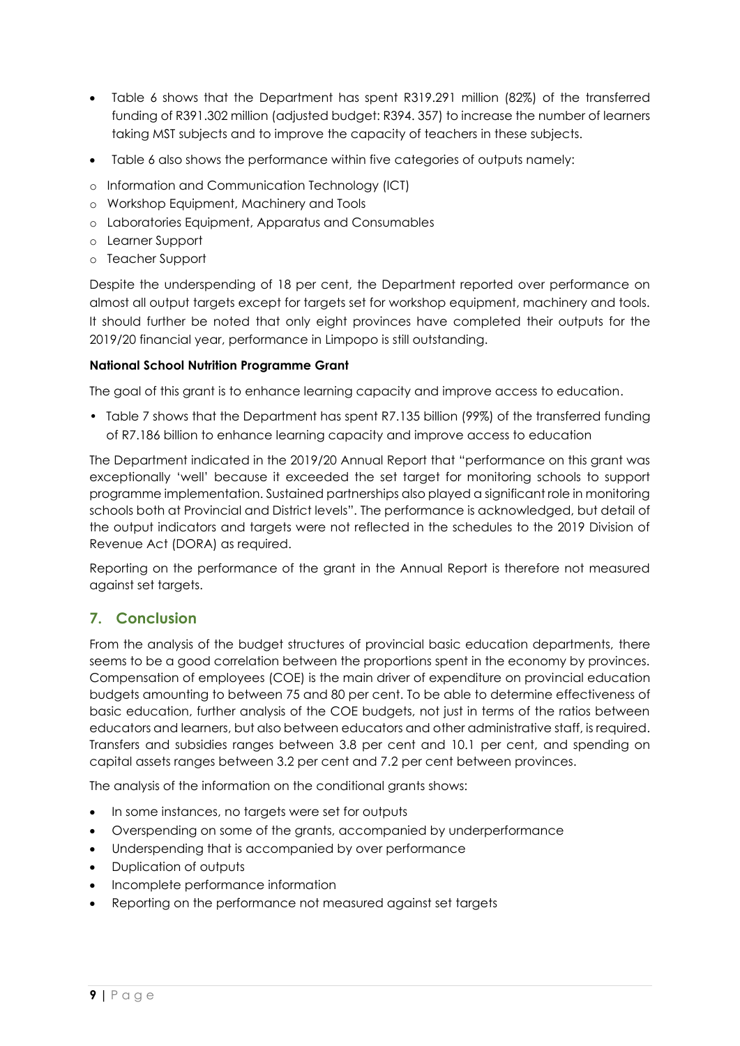- Table 6 shows that the Department has spent R319.291 million (82%) of the transferred funding of R391.302 million (adjusted budget: R394. 357) to increase the number of learners taking MST subjects and to improve the capacity of teachers in these subjects.
- Table 6 also shows the performance within five categories of outputs namely:

- o Information and Communication Technology (ICT)
- o Workshop Equipment, Machinery and Tools
- o Laboratories Equipment, Apparatus and Consumables
- o Learner Support
- o Teacher Support

Despite the underspending of 18 per cent, the Department reported over performance on almost all output targets except for targets set for workshop equipment, machinery and tools. It should further be noted that only eight provinces have completed their outputs for the 2019/20 financial year, performance in Limpopo is still outstanding.

**National School Nutrition Programme Grant**

The goal of this grant is to enhance learning capacity and improve access to education.

- Table 7 shows that the Department has spent R7.135 billion (99%) of the transferred funding of R7.186 billion to enhance learning capacity and improve access to education

The Department indicated in the 2019/20 Annual Report that "performance on this grant was exceptionally 'well' because it exceeded the set target for monitoring schools to support programme implementation. Sustained partnerships also played a significant role in monitoring schools both at Provincial and District levels". The performance is acknowledged, but detail of the output indicators and targets were not reflected in the schedules to the 2019 Division of Revenue Act (DORA) as required.

Reporting on the performance of the grant in the Annual Report is therefore not measured against set targets.

## 7. Conclusion

From the analysis of the budget structures of provincial basic education departments, there seems to be a good correlation between the proportions spent in the economy by provinces. Compensation of employees (COE) is the main driver of expenditure on provincial education budgets amounting to between 75 and 80 per cent. To be able to determine effectiveness of basic education, further analysis of the COE budgets, not just in terms of the ratios between educators and learners, but also between educators and other administrative staff, is required. Transfers and subsidies ranges between 3.8 per cent and 10.1 per cent, and spending on capital assets ranges between 3.2 per cent and 7.2 per cent between provinces.

The analysis of the information on the conditional grants shows:

- In some instances, no targets were set for outputs
- Overspending on some of the grants, accompanied by underperformance
- Underspending that is accompanied by over performance
- Duplication of outputs
- Incomplete performance information
- Reporting on the performance not measured against set targets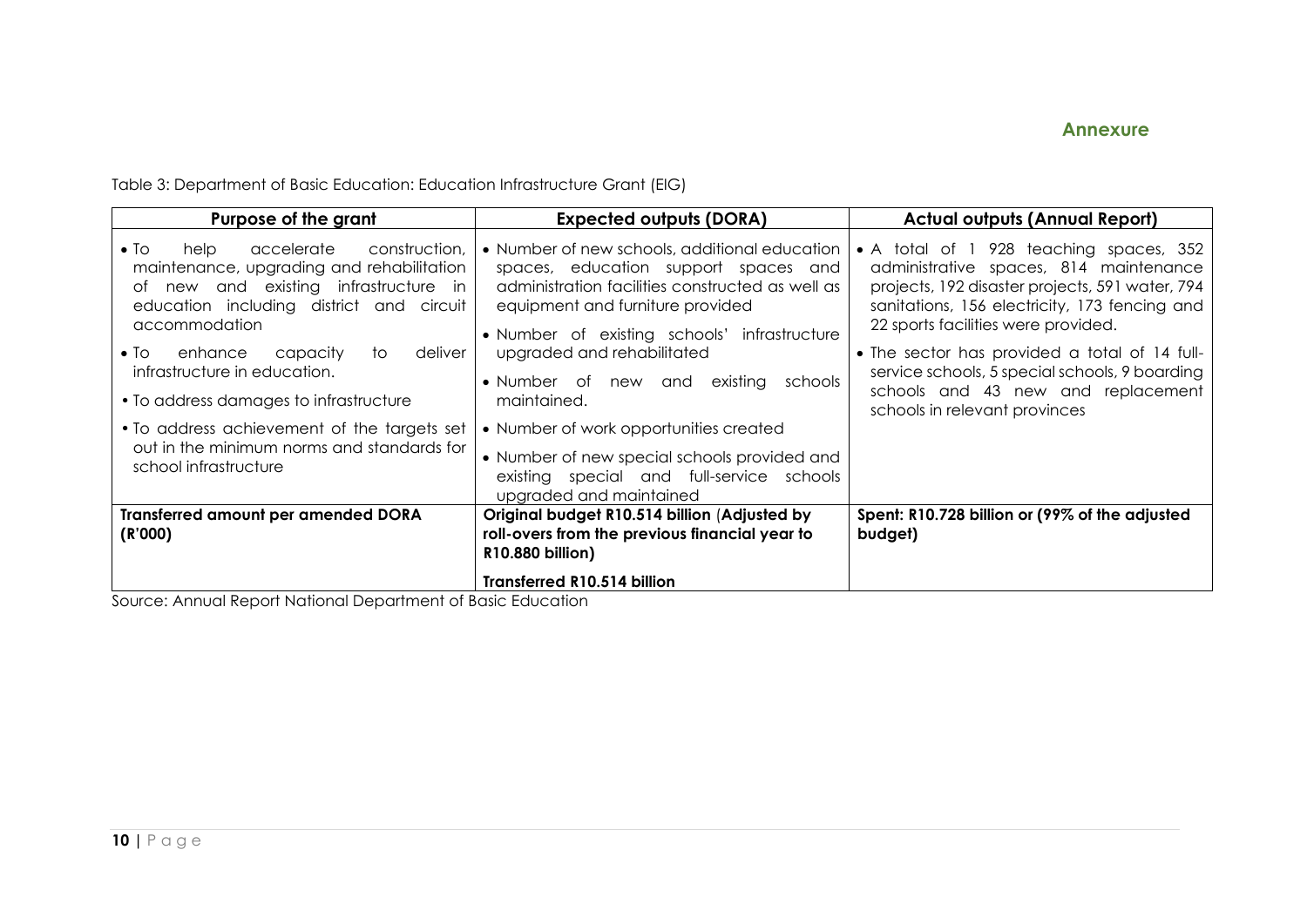**Annexure**

Table 3: Department of Basic Education: Education Infrastructure Grant (EIG)

| Purpose of the grant | Expected outputs (DORA) | Actual outputs (Annual Report) |
|---|---|---|
| • To help accelerate construction, maintenance, upgrading and rehabilitation of new and existing infrastructure in education including district and circuit accommodation<br>• To enhance capacity to deliver infrastructure in education.<br>• To address damages to infrastructure<br>• To address achievement of the targets set out in the minimum norms and standards for school infrastructure | • Number of new schools, additional education spaces, education support spaces and administration facilities constructed as well as equipment and furniture provided<br>• Number of existing schools' infrastructure upgraded and rehabilitated<br>• Number of new and existing schools maintained.<br>• Number of work opportunities created<br>• Number of new special schools provided and existing special and full-service schools upgraded and maintained | • A total of 1 928 teaching spaces, 352 administrative spaces, 814 maintenance projects, 192 disaster projects, 591 water, 794 sanitations, 156 electricity, 173 fencing and 22 sports facilities were provided.<br>• The sector has provided a total of 14 full-service schools, 5 special schools, 9 boarding schools and 43 new and replacement schools in relevant provinces |
| **Transferred amount per amended DORA (R'000)** | **Original budget R10.514 billion (Adjusted by roll-overs from the previous financial year to R10.880 billion)**<br><br>**Transferred R10.514 billion** | **Spent: R10.728 billion or (99% of the adjusted budget)** |

Source: Annual Report National Department of Basic Education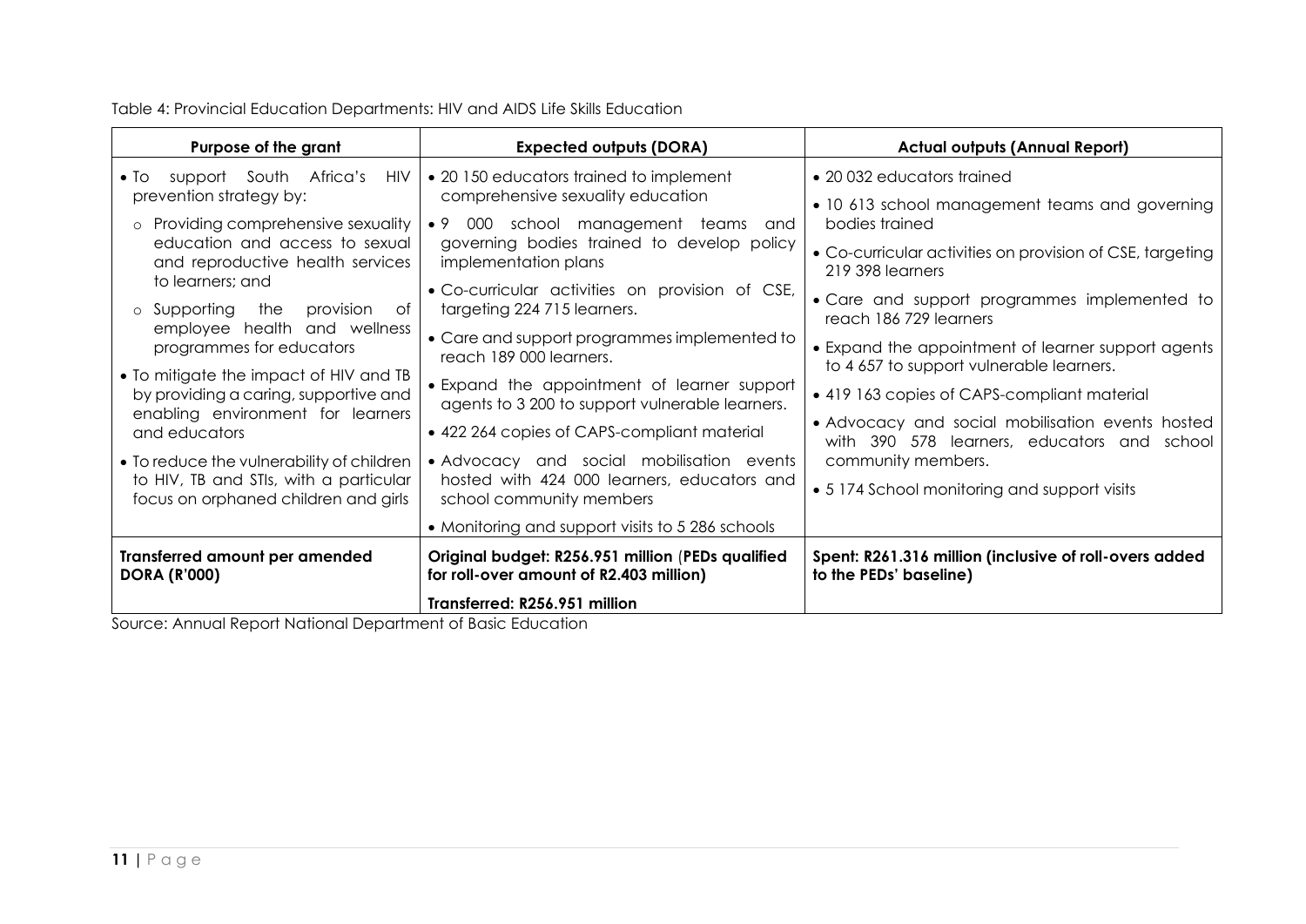Table 4: Provincial Education Departments: HIV and AIDS Life Skills Education

| Purpose of the grant | Expected outputs (DORA) | Actual outputs (Annual Report) |
|---|---|---|
| • To support South Africa's HIV prevention strategy by:<br>o Providing comprehensive sexuality education and access to sexual and reproductive health services to learners; and<br>o Supporting the provision of employee health and wellness programmes for educators<br>• To mitigate the impact of HIV and TB by providing a caring, supportive and enabling environment for learners and educators<br>• To reduce the vulnerability of children to HIV, TB and STIs, with a particular focus on orphaned children and girls | • 20 150 educators trained to implement comprehensive sexuality education<br>• 9 000 school management teams and governing bodies trained to develop policy implementation plans<br>• Co-curricular activities on provision of CSE, targeting 224 715 learners.<br>• Care and support programmes implemented to reach 189 000 learners.<br>• Expand the appointment of learner support agents to 3 200 to support vulnerable learners.<br>• 422 264 copies of CAPS-compliant material<br>• Advocacy and social mobilisation events hosted with 424 000 learners, educators and school community members<br>• Monitoring and support visits to 5 286 schools | • 20 032 educators trained<br>• 10 613 school management teams and governing bodies trained<br>• Co-curricular activities on provision of CSE, targeting 219 398 learners<br>• Care and support programmes implemented to reach 186 729 learners<br>• Expand the appointment of learner support agents to 4 657 to support vulnerable learners.<br>• 419 163 copies of CAPS-compliant material<br>• Advocacy and social mobilisation events hosted with 390 578 learners, educators and school community members.<br>• 5 174 School monitoring and support visits |
| **Transferred amount per amended DORA (R'000)** | **Original budget: R256.951 million (PEDs qualified for roll-over amount of R2.403 million)**<br>**Transferred: R256.951 million** | **Spent: R261.316 million (inclusive of roll-overs added to the PEDs' baseline)** |

Source: Annual Report National Department of Basic Education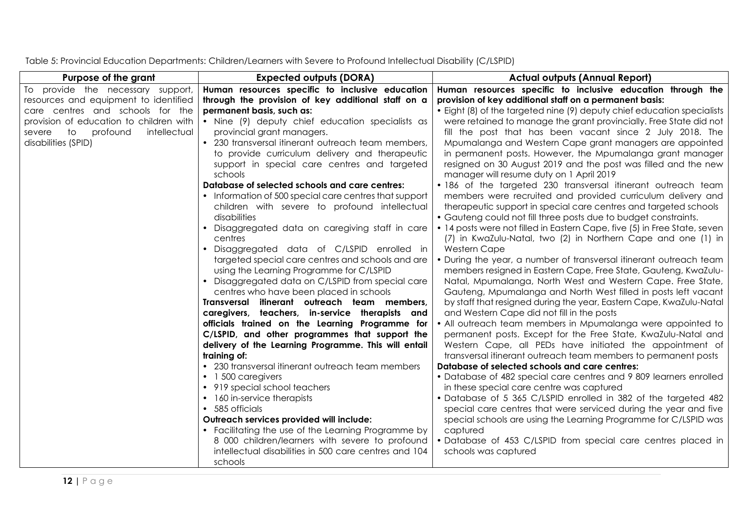Table 5: Provincial Education Departments: Children/Learners with Severe to Profound Intellectual Disability (C/LSPID)

| Purpose of the grant | Expected outputs (DORA) | Actual outputs (Annual Report) |
|---|---|---|
| To provide the necessary support, resources and equipment to identified care centres and schools for the provision of education to children with severe to profound intellectual disabilities (SPID) | **Human resources specific to inclusive education through the provision of key additional staff on a permanent basis, such as:**<br>• Nine (9) deputy chief education specialists as provincial grant managers.<br>• 230 transversal itinerant outreach team members, to provide curriculum delivery and therapeutic support in special care centres and targeted schools<br>**Database of selected schools and care centres:**<br>• Information of 500 special care centres that support children with severe to profound intellectual disabilities<br>• Disaggregated data on caregiving staff in care centres<br>• Disaggregated data of C/LSPID enrolled in targeted special care centres and schools and are using the Learning Programme for C/LSPID<br>• Disaggregated data on C/LSPID from special care centres who have been placed in schools<br>**Transversal itinerant outreach team members, caregivers, teachers, in-service therapists and officials trained on the Learning Programme for C/LSPID, and other programmes that support the delivery of the Learning Programme. This will entail training of:**<br>• 230 transversal itinerant outreach team members<br>• 1 500 caregivers<br>• 919 special school teachers<br>• 160 in-service therapists<br>• 585 officials<br>**Outreach services provided will include:**<br>• Facilitating the use of the Learning Programme by 8 000 children/learners with severe to profound intellectual disabilities in 500 care centres and 104 schools | **Human resources specific to inclusive education through the provision of key additional staff on a permanent basis:**<br>• Eight (8) of the targeted nine (9) deputy chief education specialists were retained to manage the grant provincially. Free State did not fill the post that has been vacant since 2 July 2018. The Mpumalanga and Western Cape grant managers are appointed in permanent posts. However, the Mpumalanga grant manager resigned on 30 August 2019 and the post was filled and the new manager will resume duty on 1 April 2019<br>• 186 of the targeted 230 transversal itinerant outreach team members were recruited and provided curriculum delivery and therapeutic support in special care centres and targeted schools<br>• Gauteng could not fill three posts due to budget constraints.<br>• 14 posts were not filled in Eastern Cape, five (5) in Free State, seven (7) in KwaZulu-Natal, two (2) in Northern Cape and one (1) in Western Cape<br>• During the year, a number of transversal itinerant outreach team members resigned in Eastern Cape, Free State, Gauteng, KwaZulu-Natal, Mpumalanga, North West and Western Cape. Free State, Gauteng, Mpumalanga and North West filled in posts left vacant by staff that resigned during the year, Eastern Cape, KwaZulu-Natal and Western Cape did not fill in the posts<br>• All outreach team members in Mpumalanga were appointed to permanent posts. Except for the Free State, KwaZulu-Natal and Western Cape, all PEDs have initiated the appointment of transversal itinerant outreach team members to permanent posts<br>**Database of selected schools and care centres:**<br>• Database of 482 special care centres and 9 809 learners enrolled in these special care centre was captured<br>• Database of 5 365 C/LSPID enrolled in 382 of the targeted 482 special care centres that were serviced during the year and five special schools are using the Learning Programme for C/LSPID was captured<br>• Database of 453 C/LSPID from special care centres placed in schools was captured |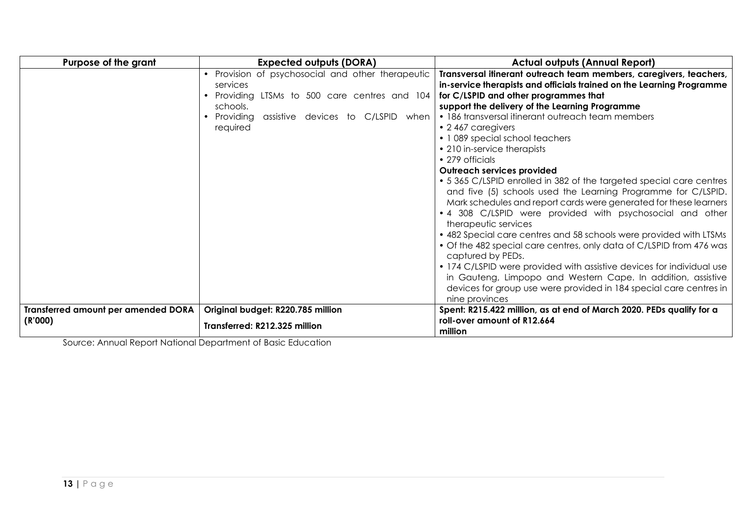| Purpose of the grant | Expected outputs (DORA) | Actual outputs (Annual Report) |
|---|---|---|
| | • Provision of psychosocial and other therapeutic services<br>• Providing LTSMs to 500 care centres and 104 schools.<br>• Providing assistive devices to C/LSPID when required | **Transversal itinerant outreach team members, caregivers, teachers, in-service therapists and officials trained on the Learning Programme for C/LSPID and other programmes that support the delivery of the Learning Programme**<br>• 186 transversal itinerant outreach team members<br>• 2 467 caregivers<br>• 1 089 special school teachers<br>• 210 in-service therapists<br>• 279 officials<br>**Outreach services provided**<br>• 5 365 C/LSPID enrolled in 382 of the targeted special care centres and five (5) schools used the Learning Programme for C/LSPID. Mark schedules and report cards were generated for these learners<br>• 4 308 C/LSPID were provided with psychosocial and other therapeutic services<br>• 482 Special care centres and 58 schools were provided with LTSMs<br>• Of the 482 special care centres, only data of C/LSPID from 476 was captured by PEDs.<br>• 174 C/LSPID were provided with assistive devices for individual use in Gauteng, Limpopo and Western Cape. In addition, assistive devices for group use were provided in 184 special care centres in nine provinces |
| **Transferred amount per amended DORA (R'000)** | **Original budget: R220.785 million**<br>**Transferred: R212.325 million** | **Spent: R215.422 million, as at end of March 2020. PEDs qualify for a roll-over amount of R12.664 million** |

Source: Annual Report National Department of Basic Education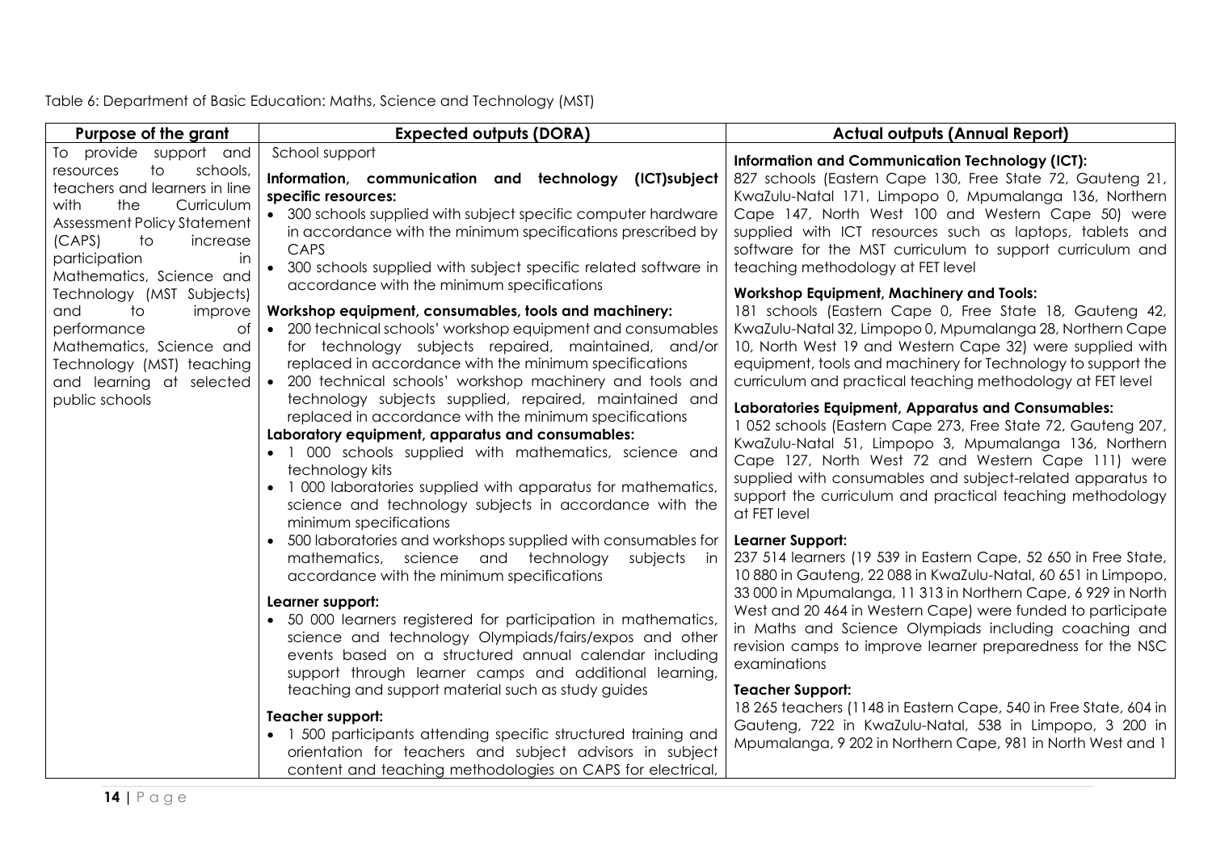Table 6: Department of Basic Education: Maths, Science and Technology (MST)

| Purpose of the grant | Expected outputs (DORA) | Actual outputs (Annual Report) |
|---|---|---|
| To provide support and resources to schools, teachers and learners in line with the Curriculum Assessment Policy Statement (CAPS) to increase participation in Mathematics, Science and Technology (MST Subjects) and to improve performance of Mathematics, Science and Technology (MST) teaching and learning at selected public schools | School support<br><br>**Information, communication and technology (ICT)subject specific resources:**<br>• 300 schools supplied with subject specific computer hardware in accordance with the minimum specifications prescribed by CAPS<br>• 300 schools supplied with subject specific related software in accordance with the minimum specifications<br><br>**Workshop equipment, consumables, tools and machinery:**<br>• 200 technical schools' workshop equipment and consumables for technology subjects repaired, maintained, and/or replaced in accordance with the minimum specifications<br>• 200 technical schools' workshop machinery and tools and technology subjects supplied, repaired, maintained and replaced in accordance with the minimum specifications<br>**Laboratory equipment, apparatus and consumables:**<br>• 1 000 schools supplied with mathematics, science and technology kits<br>• 1 000 laboratories supplied with apparatus for mathematics, science and technology subjects in accordance with the minimum specifications<br>• 500 laboratories and workshops supplied with consumables for mathematics, science and technology subjects in accordance with the minimum specifications<br><br>**Learner support:**<br>• 50 000 learners registered for participation in mathematics, science and technology Olympiads/fairs/expos and other events based on a structured annual calendar including support through learner camps and additional learning, teaching and support material such as study guides<br><br>**Teacher support:**<br>• 1 500 participants attending specific structured training and orientation for teachers and subject advisors in subject content and teaching methodologies on CAPS for electrical, | **Information and Communication Technology (ICT):**<br>827 schools (Eastern Cape 130, Free State 72, Gauteng 21, KwaZulu-Natal 171, Limpopo 0, Mpumalanga 136, Northern Cape 147, North West 100 and Western Cape 50) were supplied with ICT resources such as laptops, tablets and software for the MST curriculum to support curriculum and teaching methodology at FET level<br><br>**Workshop Equipment, Machinery and Tools:**<br>181 schools (Eastern Cape 0, Free State 18, Gauteng 42, KwaZulu-Natal 32, Limpopo 0, Mpumalanga 28, Northern Cape 10, North West 19 and Western Cape 32) were supplied with equipment, tools and machinery for Technology to support the curriculum and practical teaching methodology at FET level<br><br>**Laboratories Equipment, Apparatus and Consumables:**<br>1 052 schools (Eastern Cape 273, Free State 72, Gauteng 207, KwaZulu-Natal 51, Limpopo 3, Mpumalanga 136, Northern Cape 127, North West 72 and Western Cape 111) were supplied with consumables and subject-related apparatus to support the curriculum and practical teaching methodology at FET level<br><br>**Learner Support:**<br>237 514 learners (19 539 in Eastern Cape, 52 650 in Free State, 10 880 in Gauteng, 22 088 in KwaZulu-Natal, 60 651 in Limpopo, 33 000 in Mpumalanga, 11 313 in Northern Cape, 6 929 in North West and 20 464 in Western Cape) were funded to participate in Maths and Science Olympiads including coaching and revision camps to improve learner preparedness for the NSC examinations<br><br>**Teacher Support:**<br>18 265 teachers (1148 in Eastern Cape, 540 in Free State, 604 in Gauteng, 722 in KwaZulu-Natal, 538 in Limpopo, 3 200 in Mpumalanga, 9 202 in Northern Cape, 981 in North West and 1 |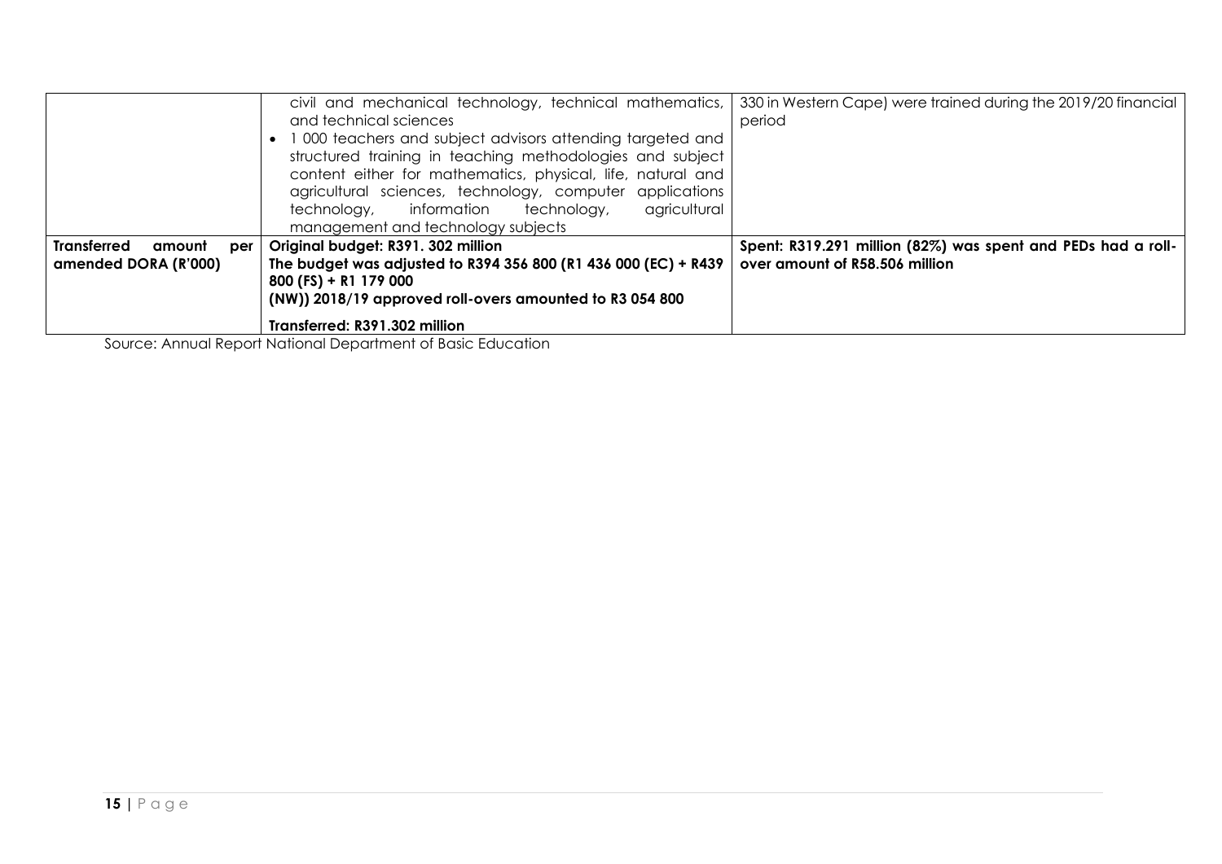| | | |
|---|---|---|
| | civil and mechanical technology, technical mathematics, and technical sciences<br>• 1 000 teachers and subject advisors attending targeted and structured training in teaching methodologies and subject content either for mathematics, physical, life, natural and agricultural sciences, technology, computer applications technology, information technology, agricultural management and technology subjects | 330 in Western Cape) were trained during the 2019/20 financial period |
| **Transferred amount per amended DORA (R'000)** | **Original budget: R391. 302 million**<br>**The budget was adjusted to R394 356 800 (R1 436 000 (EC) + R439 800 (FS) + R1 179 000 (NW)) 2018/19 approved roll-overs amounted to R3 054 800**<br>**Transferred: R391.302 million** | **Spent: R319.291 million (82%) was spent and PEDs had a roll-over amount of R58.506 million** |

Source: Annual Report National Department of Basic Education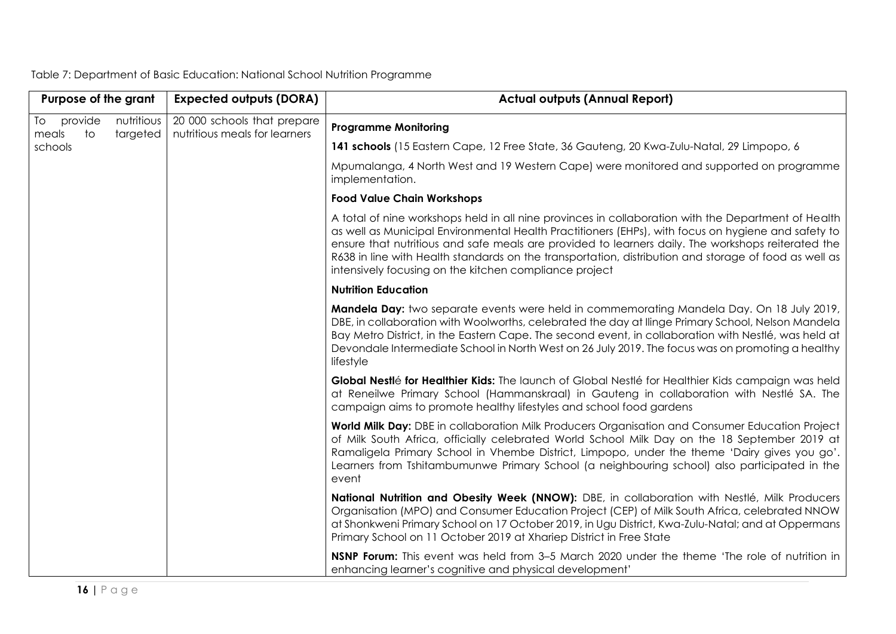Table 7: Department of Basic Education: National School Nutrition Programme

| Purpose of the grant | Expected outputs (DORA) | Actual outputs (Annual Report) |
|---|---|---|
| To provide nutritious meals to targeted schools | 20 000 schools that prepare nutritious meals for learners | **Programme Monitoring** |
| | | **141 schools** (15 Eastern Cape, 12 Free State, 36 Gauteng, 20 Kwa-Zulu-Natal, 29 Limpopo, 6 |
| | | Mpumalanga, 4 North West and 19 Western Cape) were monitored and supported on programme implementation. |
| | | **Food Value Chain Workshops** |
| | | A total of nine workshops held in all nine provinces in collaboration with the Department of Health as well as Municipal Environmental Health Practitioners (EHPs), with focus on hygiene and safety to ensure that nutritious and safe meals are provided to learners daily. The workshops reiterated the R638 in line with Health standards on the transportation, distribution and storage of food as well as intensively focusing on the kitchen compliance project |
| | | **Nutrition Education** |
| | | **Mandela Day:** two separate events were held in commemorating Mandela Day. On 18 July 2019, DBE, in collaboration with Woolworths, celebrated the day at Ilinge Primary School, Nelson Mandela Bay Metro District, in the Eastern Cape. The second event, in collaboration with Nestlé, was held at Devondale Intermediate School in North West on 26 July 2019. The focus was on promoting a healthy lifestyle |
| | | **Global Nestlé for Healthier Kids:** The launch of Global Nestlé for Healthier Kids campaign was held at Reneilwe Primary School (Hammanskraal) in Gauteng in collaboration with Nestlé SA. The campaign aims to promote healthy lifestyles and school food gardens |
| | | **World Milk Day:** DBE in collaboration Milk Producers Organisation and Consumer Education Project of Milk South Africa, officially celebrated World School Milk Day on the 18 September 2019 at Ramaligela Primary School in Vhembe District, Limpopo, under the theme 'Dairy gives you go'. Learners from Tshitambumunwe Primary School (a neighbouring school) also participated in the event |
| | | **National Nutrition and Obesity Week (NNOW):** DBE, in collaboration with Nestlé, Milk Producers Organisation (MPO) and Consumer Education Project (CEP) of Milk South Africa, celebrated NNOW at Shonkweni Primary School on 17 October 2019, in Ugu District, Kwa-Zulu-Natal; and at Oppermans Primary School on 11 October 2019 at Xhariep District in Free State |
| | | **NSNP Forum:** This event was held from 3–5 March 2020 under the theme 'The role of nutrition in enhancing learner's cognitive and physical development' |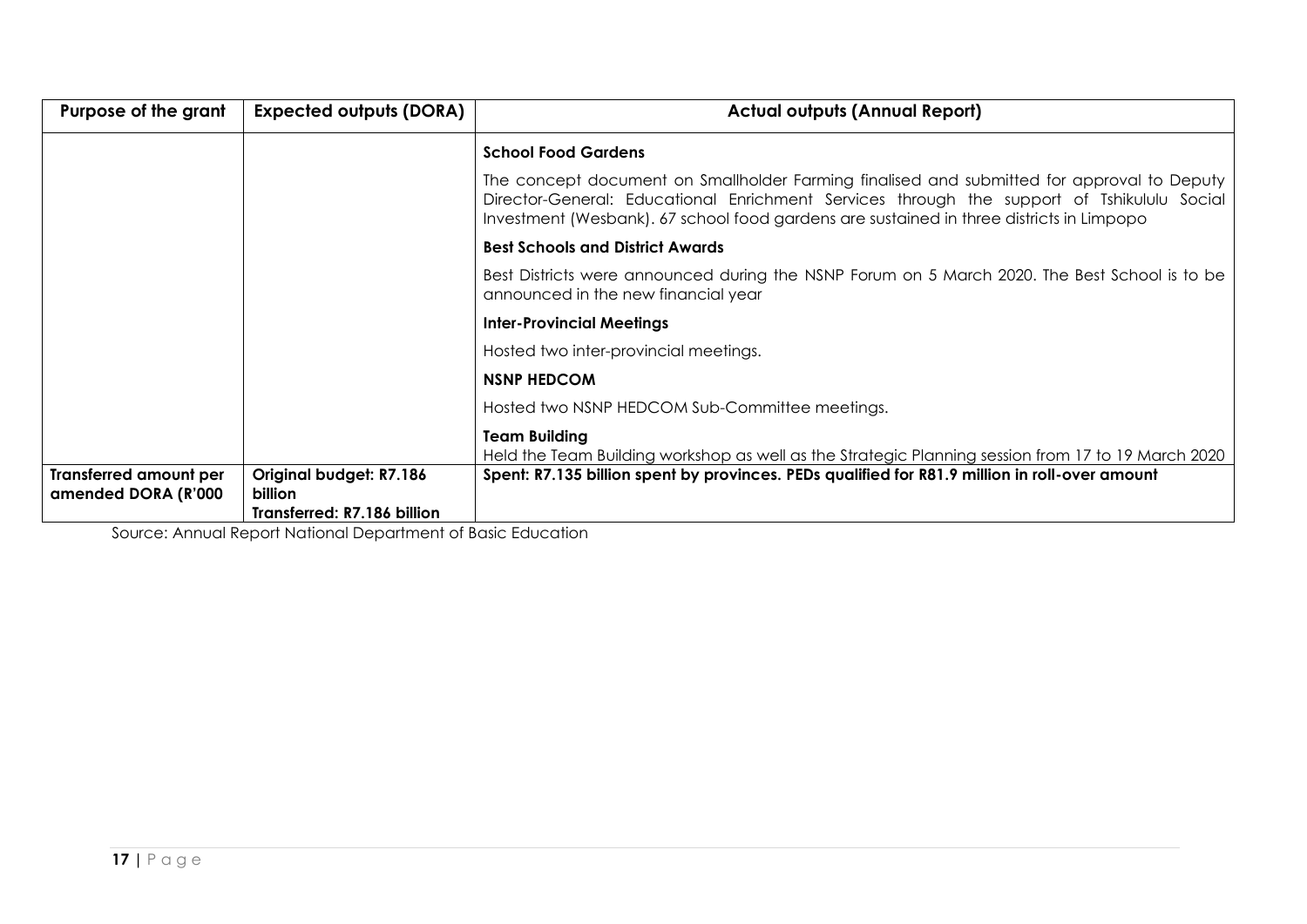| Purpose of the grant | Expected outputs (DORA) | Actual outputs (Annual Report) |
|---|---|---|
| | | **School Food Gardens**<br>The concept document on Smallholder Farming finalised and submitted for approval to Deputy Director-General: Educational Enrichment Services through the support of Tshikululu Social Investment (Wesbank). 67 school food gardens are sustained in three districts in Limpopo<br>**Best Schools and District Awards**<br>Best Districts were announced during the NSNP Forum on 5 March 2020. The Best School is to be announced in the new financial year<br>**Inter-Provincial Meetings**<br>Hosted two inter-provincial meetings.<br>**NSNP HEDCOM**<br>Hosted two NSNP HEDCOM Sub-Committee meetings.<br>**Team Building**<br>Held the Team Building workshop as well as the Strategic Planning session from 17 to 19 March 2020 |
| **Transferred amount per amended DORA (R'000** | **Original budget: R7.186 billion**<br>**Transferred: R7.186 billion** | **Spent: R7.135 billion spent by provinces. PEDs qualified for R81.9 million in roll-over amount** |

Source: Annual Report National Department of Basic Education